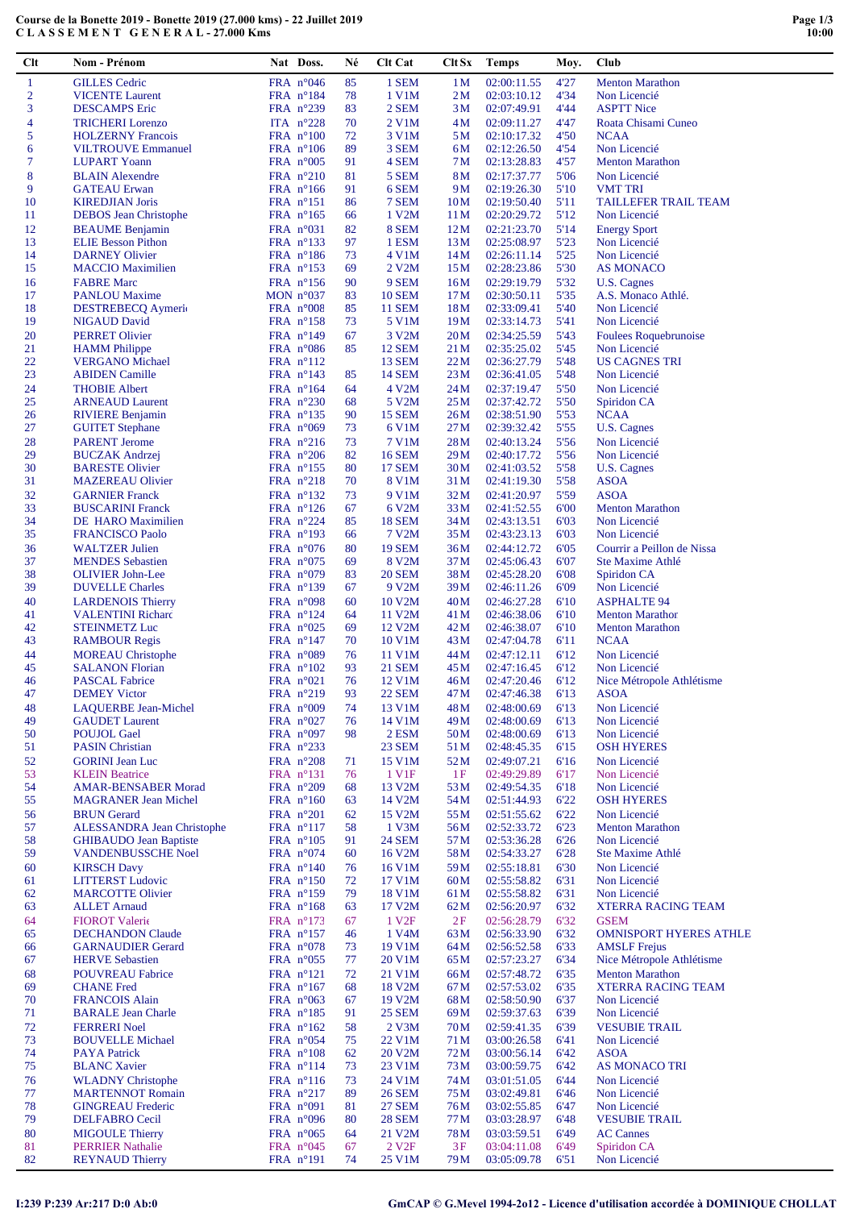# Course de la Bonette 2019 - Bonette 2019 (27.000 kms) - 22 Juillet 2019
## C L A S S E M E N T   G E N E R A L - 27.000 Kms

| Clt | Nom - Prénom | Nat | Doss. | Né | Clt Cat | Clt Sx | Temps | Moy. | Club |
|---|---|---|---|---|---|---|---|---|---|
| 1 | GILLES Cedric | FRA | n°046 | 85 | 1 SEM | 1 M | 02:00:11.55 | 4'27 | Menton Marathon |
| 2 | VICENTE Laurent | FRA | n°184 | 78 | 1 V1M | 2 M | 02:03:10.12 | 4'34 | Non Licencié |
| 3 | DESCAMPS Eric | FRA | n°239 | 83 | 2 SEM | 3 M | 02:07:49.91 | 4'44 | ASPTT Nice |
| 4 | TRICHERI Lorenzo | ITA | n°228 | 70 | 2 V1M | 4 M | 02:09:11.27 | 4'47 | Roata Chisami Cuneo |
| 5 | HOLZERNY Francois | FRA | n°100 | 72 | 3 V1M | 5 M | 02:10:17.32 | 4'50 | NCAA |
| 6 | VILTROUVE Emmanuel | FRA | n°106 | 89 | 3 SEM | 6 M | 02:12:26.50 | 4'54 | Non Licencié |
| 7 | LUPART Yoann | FRA | n°005 | 91 | 4 SEM | 7 M | 02:13:28.83 | 4'57 | Menton Marathon |
| 8 | BLAIN Alexendre | FRA | n°210 | 81 | 5 SEM | 8 M | 02:17:37.77 | 5'06 | Non Licencié |
| 9 | GATEAU Erwan | FRA | n°166 | 91 | 6 SEM | 9 M | 02:19:26.30 | 5'10 | VMT TRI |
| 10 | KIREDJIAN Joris | FRA | n°151 | 86 | 7 SEM | 10 M | 02:19:50.40 | 5'11 | TAILLEFER TRAIL TEAM |
| 11 | DEBOS Jean Christophe | FRA | n°165 | 66 | 1 V2M | 11 M | 02:20:29.72 | 5'12 | Non Licencié |
| 12 | BEAUME Benjamin | FRA | n°031 | 82 | 8 SEM | 12 M | 02:21:23.70 | 5'14 | Energy Sport |
| 13 | ELIE Besson Pithon | FRA | n°133 | 97 | 1 ESM | 13 M | 02:25:08.97 | 5'23 | Non Licencié |
| 14 | DARNEY Olivier | FRA | n°186 | 73 | 4 V1M | 14 M | 02:26:11.14 | 5'25 | Non Licencié |
| 15 | MACCIO Maximilien | FRA | n°153 | 69 | 2 V2M | 15 M | 02:28:23.86 | 5'30 | AS MONACO |
| 16 | FABRE Marc | FRA | n°156 | 90 | 9 SEM | 16 M | 02:29:19.79 | 5'32 | U.S. Cagnes |
| 17 | PANLOU Maxime | MON | n°037 | 83 | 10 SEM | 17 M | 02:30:50.11 | 5'35 | A.S. Monaco Athlé. |
| 18 | DESTREBECQ Aymeri | FRA | n°008 | 85 | 11 SEM | 18 M | 02:33:09.41 | 5'40 | Non Licencié |
| 19 | NIGAUD David | FRA | n°158 | 73 | 5 V1M | 19 M | 02:33:14.73 | 5'41 | Non Licencié |
| 20 | PERRET Olivier | FRA | n°149 | 67 | 3 V2M | 20 M | 02:34:25.59 | 5'43 | Foulees Roquebrunoise |
| 21 | HAMM Philippe | FRA | n°086 | 85 | 12 SEM | 21 M | 02:35:25.02 | 5'45 | Non Licencié |
| 22 | VERGANO Michael | FRA | n°112 | | 13 SEM | 22 M | 02:36:27.79 | 5'48 | US CAGNES TRI |
| 23 | ABIDEN Camille | FRA | n°143 | 85 | 14 SEM | 23 M | 02:36:41.05 | 5'48 | Non Licencié |
| 24 | THOBIE Albert | FRA | n°164 | 64 | 4 V2M | 24 M | 02:37:19.47 | 5'50 | Non Licencié |
| 25 | ARNEAUD Laurent | FRA | n°230 | 68 | 5 V2M | 25 M | 02:37:42.72 | 5'50 | Spiridon CA |
| 26 | RIVIERE Benjamin | FRA | n°135 | 90 | 15 SEM | 26 M | 02:38:51.90 | 5'53 | NCAA |
| 27 | GUITET Stephane | FRA | n°069 | 73 | 6 V1M | 27 M | 02:39:32.42 | 5'55 | U.S. Cagnes |
| 28 | PARENT Jerome | FRA | n°216 | 73 | 7 V1M | 28 M | 02:40:13.24 | 5'56 | Non Licencié |
| 29 | BUCZAK Andrzej | FRA | n°206 | 82 | 16 SEM | 29 M | 02:40:17.72 | 5'56 | Non Licencié |
| 30 | BARESTE Olivier | FRA | n°155 | 80 | 17 SEM | 30 M | 02:41:03.52 | 5'58 | U.S. Cagnes |
| 31 | MAZEREAU Olivier | FRA | n°218 | 70 | 8 V1M | 31 M | 02:41:19.30 | 5'58 | ASOA |
| 32 | GARNIER Franck | FRA | n°132 | 73 | 9 V1M | 32 M | 02:41:20.97 | 5'59 | ASOA |
| 33 | BUSCARINI Franck | FRA | n°126 | 67 | 6 V2M | 33 M | 02:41:52.55 | 6'00 | Menton Marathon |
| 34 | DE HARO Maximilien | FRA | n°224 | 85 | 18 SEM | 34 M | 02:43:13.51 | 6'03 | Non Licencié |
| 35 | FRANCISCO Paolo | FRA | n°193 | 66 | 7 V2M | 35 M | 02:43:23.13 | 6'03 | Non Licencié |
| 36 | WALTZER Julien | FRA | n°076 | 80 | 19 SEM | 36 M | 02:44:12.72 | 6'05 | Courrir a Peillon de Nissa |
| 37 | MENDES Sebastien | FRA | n°075 | 69 | 8 V2M | 37 M | 02:45:06.43 | 6'07 | Ste Maxime Athlé |
| 38 | OLIVIER John-Lee | FRA | n°079 | 83 | 20 SEM | 38 M | 02:45:28.20 | 6'08 | Spiridon CA |
| 39 | DUVELLE Charles | FRA | n°139 | 67 | 9 V2M | 39 M | 02:46:11.26 | 6'09 | Non Licencié |
| 40 | LARDENOIS Thierry | FRA | n°098 | 60 | 10 V2M | 40 M | 02:46:27.28 | 6'10 | ASPHALTE 94 |
| 41 | VALENTINI Richarc | FRA | n°124 | 64 | 11 V2M | 41 M | 02:46:38.06 | 6'10 | Menton Marathor |
| 42 | STEINMETZ Luc | FRA | n°025 | 69 | 12 V2M | 42 M | 02:46:38.07 | 6'10 | Menton Marathon |
| 43 | RAMBOUR Regis | FRA | n°147 | 70 | 10 V1M | 43 M | 02:47:04.78 | 6'11 | NCAA |
| 44 | MOREAU Christophe | FRA | n°089 | 76 | 11 V1M | 44 M | 02:47:12.11 | 6'12 | Non Licencié |
| 45 | SALANON Florian | FRA | n°102 | 93 | 21 SEM | 45 M | 02:47:16.45 | 6'12 | Non Licencié |
| 46 | PASCAL Fabrice | FRA | n°021 | 76 | 12 V1M | 46 M | 02:47:20.46 | 6'12 | Nice Métropole Athlétisme |
| 47 | DEMEY Victor | FRA | n°219 | 93 | 22 SEM | 47 M | 02:47:46.38 | 6'13 | ASOA |
| 48 | LAQUERBE Jean-Michel | FRA | n°009 | 74 | 13 V1M | 48 M | 02:48:00.69 | 6'13 | Non Licencié |
| 49 | GAUDET Laurent | FRA | n°027 | 76 | 14 V1M | 49 M | 02:48:00.69 | 6'13 | Non Licencié |
| 50 | POUJOL Gael | FRA | n°097 | 98 | 2 ESM | 50 M | 02:48:00.69 | 6'13 | Non Licencié |
| 51 | PASIN Christian | FRA | n°233 | | 23 SEM | 51 M | 02:48:45.35 | 6'15 | OSH HYERES |
| 52 | GORINI Jean Luc | FRA | n°208 | 71 | 15 V1M | 52 M | 02:49:07.21 | 6'16 | Non Licencié |
| 53 | KLEIN Beatrice | FRA | n°131 | 76 | 1 V1F | 1 F | 02:49:29.89 | 6'17 | Non Licencié |
| 54 | AMAR-BENSABER Morad | FRA | n°209 | 68 | 13 V2M | 53 M | 02:49:54.35 | 6'18 | Non Licencié |
| 55 | MAGRANER Jean Michel | FRA | n°160 | 63 | 14 V2M | 54 M | 02:51:44.93 | 6'22 | OSH HYERES |
| 56 | BRUN Gerard | FRA | n°201 | 62 | 15 V2M | 55 M | 02:51:55.62 | 6'22 | Non Licencié |
| 57 | ALESSANDRA Jean Christophe | FRA | n°117 | 58 | 1 V3M | 56 M | 02:52:33.72 | 6'23 | Menton Marathon |
| 58 | GHIBAUDO Jean Baptiste | FRA | n°105 | 91 | 24 SEM | 57 M | 02:53:36.28 | 6'26 | Non Licencié |
| 59 | VANDENBUSSCHE Noel | FRA | n°074 | 60 | 16 V2M | 58 M | 02:54:33.27 | 6'28 | Ste Maxime Athlé |
| 60 | KIRSCH Davy | FRA | n°140 | 76 | 16 V1M | 59 M | 02:55:18.81 | 6'30 | Non Licencié |
| 61 | LITTERST Ludovic | FRA | n°150 | 72 | 17 V1M | 60 M | 02:55:58.82 | 6'31 | Non Licencié |
| 62 | MARCOTTE Olivier | FRA | n°159 | 79 | 18 V1M | 61 M | 02:55:58.82 | 6'31 | Non Licencié |
| 63 | ALLET Arnaud | FRA | n°168 | 63 | 17 V2M | 62 M | 02:56:20.97 | 6'32 | XTERRA RACING TEAM |
| 64 | FIOROT Valerie | FRA | n°173 | 67 | 1 V2F | 2 F | 02:56:28.79 | 6'32 | GSEM |
| 65 | DECHANDON Claude | FRA | n°157 | 46 | 1 V4M | 63 M | 02:56:33.90 | 6'32 | OMNISPORT HYERES ATHLE |
| 66 | GARNAUDIER Gerard | FRA | n°078 | 73 | 19 V1M | 64 M | 02:56:52.58 | 6'33 | AMSLF Frejus |
| 67 | HERVE Sebastien | FRA | n°055 | 77 | 20 V1M | 65 M | 02:57:23.27 | 6'34 | Nice Métropole Athlétisme |
| 68 | POUVREAU Fabrice | FRA | n°121 | 72 | 21 V1M | 66 M | 02:57:48.72 | 6'35 | Menton Marathon |
| 69 | CHANE Fred | FRA | n°167 | 68 | 18 V2M | 67 M | 02:57:53.02 | 6'35 | XTERRA RACING TEAM |
| 70 | FRANCOIS Alain | FRA | n°063 | 67 | 19 V2M | 68 M | 02:58:50.90 | 6'37 | Non Licencié |
| 71 | BARALE Jean Charle | FRA | n°185 | 91 | 25 SEM | 69 M | 02:59:37.63 | 6'39 | Non Licencié |
| 72 | FERRERI Noel | FRA | n°162 | 58 | 2 V3M | 70 M | 02:59:41.35 | 6'39 | VESUBIE TRAIL |
| 73 | BOUVELLE Michael | FRA | n°054 | 75 | 22 V1M | 71 M | 03:00:26.58 | 6'41 | Non Licencié |
| 74 | PAYA Patrick | FRA | n°108 | 62 | 20 V2M | 72 M | 03:00:56.14 | 6'42 | ASOA |
| 75 | BLANC Xavier | FRA | n°114 | 73 | 23 V1M | 73 M | 03:00:59.75 | 6'42 | AS MONACO TRI |
| 76 | WLADNY Christophe | FRA | n°116 | 73 | 24 V1M | 74 M | 03:01:51.05 | 6'44 | Non Licencié |
| 77 | MARTENNOT Romain | FRA | n°217 | 89 | 26 SEM | 75 M | 03:02:49.81 | 6'46 | Non Licencié |
| 78 | GINGREAU Frederic | FRA | n°091 | 81 | 27 SEM | 76 M | 03:02:55.85 | 6'47 | Non Licencié |
| 79 | DELFABRO Cecil | FRA | n°096 | 80 | 28 SEM | 77 M | 03:03:28.97 | 6'48 | VESUBIE TRAIL |
| 80 | MIGOULE Thierry | FRA | n°065 | 64 | 21 V2M | 78 M | 03:03:59.51 | 6'49 | AC Cannes |
| 81 | PERRIER Nathalie | FRA | n°045 | 67 | 2 V2F | 3 F | 03:04:11.08 | 6'49 | Spiridon CA |
| 82 | REYNAUD Thierry | FRA | n°191 | 74 | 25 V1M | 79 M | 03:05:09.78 | 6'51 | Non Licencié |

I:239 P:239 Ar:217 D:0 Ab:0

GmCAP © G.Mevel 1994-2o12 - Licence d'utilisation accordée à DOMINIQUE CHOLLAT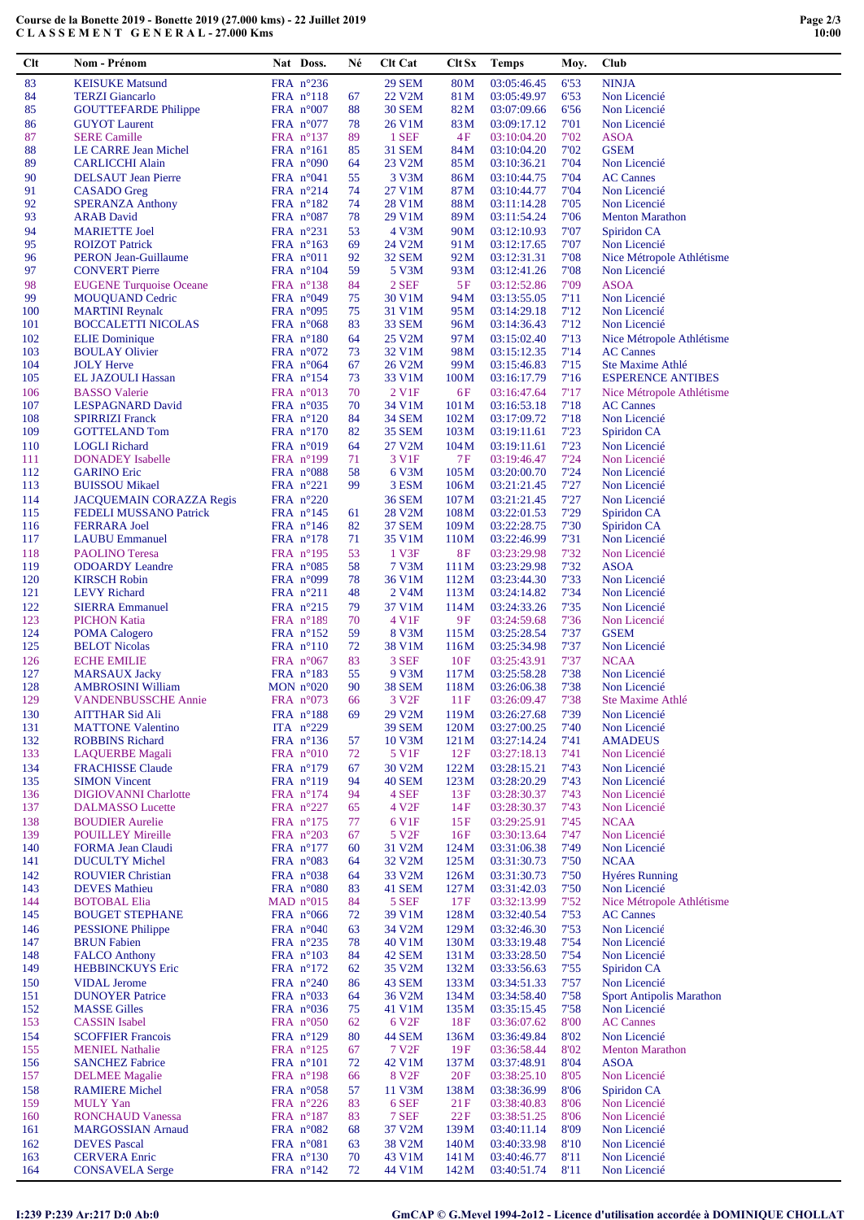Course de la Bonette 2019 - Bonette 2019 (27.000 kms) - 22 Juillet 2019
CLASSEMENT GENERAL - 27.000 Kms

| Clt | Nom - Prénom | Nat | Doss. | Né | Clt Cat | Clt Sx | Temps | Moy. | Club |
|---|---|---|---|---|---|---|---|---|---|
| 83 | KEISUKE Matsund | FRA | n°236 | | 29 SEM | 80 M | 03:05:46.45 | 6'53 | NINJA |
| 84 | TERZI Giancarlo | FRA | n°118 | 67 | 22 V2M | 81 M | 03:05:49.97 | 6'53 | Non Licencié |
| 85 | GOUTTEFARDE Philippe | FRA | n°007 | 88 | 30 SEM | 82 M | 03:07:09.66 | 6'56 | Non Licencié |
| 86 | GUYOT Laurent | FRA | n°077 | 78 | 26 V1M | 83 M | 03:09:17.12 | 7'01 | Non Licencié |
| 87 | SERE Camille | FRA | n°137 | 89 | 1 SEF | 4 F | 03:10:04.20 | 7'02 | ASOA |
| 88 | LE CARRE Jean Michel | FRA | n°161 | 85 | 31 SEM | 84 M | 03:10:04.20 | 7'02 | GSEM |
| 89 | CARLICCHI Alain | FRA | n°090 | 64 | 23 V2M | 85 M | 03:10:36.21 | 7'04 | Non Licencié |
| 90 | DELSAUT Jean Pierre | FRA | n°041 | 55 | 3 V3M | 86 M | 03:10:44.75 | 7'04 | AC Cannes |
| 91 | CASADO Greg | FRA | n°214 | 74 | 27 V1M | 87 M | 03:10:44.77 | 7'04 | Non Licencié |
| 92 | SPERANZA Anthony | FRA | n°182 | 74 | 28 V1M | 88 M | 03:11:14.28 | 7'05 | Non Licencié |
| 93 | ARAB David | FRA | n°087 | 78 | 29 V1M | 89 M | 03:11:54.24 | 7'06 | Menton Marathon |
| 94 | MARIETTE Joel | FRA | n°231 | 53 | 4 V3M | 90 M | 03:12:10.93 | 7'07 | Spiridon CA |
| 95 | ROIZOT Patrick | FRA | n°163 | 69 | 24 V2M | 91 M | 03:12:17.65 | 7'07 | Non Licencié |
| 96 | PERON Jean-Guillaume | FRA | n°011 | 92 | 32 SEM | 92 M | 03:12:31.31 | 7'08 | Nice Métropole Athlétisme |
| 97 | CONVERT Pierre | FRA | n°104 | 59 | 5 V3M | 93 M | 03:12:41.26 | 7'08 | Non Licencié |
| 98 | EUGENE Turquoise Oceane | FRA | n°138 | 84 | 2 SEF | 5 F | 03:12:52.86 | 7'09 | ASOA |
| 99 | MOUQUAND Cedric | FRA | n°049 | 75 | 30 V1M | 94 M | 03:13:55.05 | 7'11 | Non Licencié |
| 100 | MARTINI Reynald | FRA | n°095 | 75 | 31 V1M | 95 M | 03:14:29.18 | 7'12 | Non Licencié |
| 101 | BOCCALETTI NICOLAS | FRA | n°068 | 83 | 33 SEM | 96 M | 03:14:36.43 | 7'12 | Non Licencié |
| 102 | ELIE Dominique | FRA | n°180 | 64 | 25 V2M | 97 M | 03:15:02.40 | 7'13 | Nice Métropole Athlétisme |
| 103 | BOULAY Olivier | FRA | n°072 | 73 | 32 V1M | 98 M | 03:15:12.35 | 7'14 | AC Cannes |
| 104 | JOLY Herve | FRA | n°064 | 67 | 26 V2M | 99 M | 03:15:46.83 | 7'15 | Ste Maxime Athlé |
| 105 | EL JAZOULI Hassan | FRA | n°154 | 73 | 33 V1M | 100 M | 03:16:17.79 | 7'16 | ESPERENCE ANTIBES |
| 106 | BASSO Valerie | FRA | n°013 | 70 | 2 V1F | 6 F | 03:16:47.64 | 7'17 | Nice Métropole Athlétisme |
| 107 | LESPAGNARD David | FRA | n°035 | 70 | 34 V1M | 101 M | 03:16:53.18 | 7'18 | AC Cannes |
| 108 | SPIRRIZI Franck | FRA | n°120 | 84 | 34 SEM | 102 M | 03:17:09.72 | 7'18 | Non Licencié |
| 109 | GOTTELAND Tom | FRA | n°170 | 82 | 35 SEM | 103 M | 03:19:11.61 | 7'23 | Spiridon CA |
| 110 | LOGLI Richard | FRA | n°019 | 64 | 27 V2M | 104 M | 03:19:11.61 | 7'23 | Non Licencié |
| 111 | DONADEY Isabelle | FRA | n°199 | 71 | 3 V1F | 7 F | 03:19:46.47 | 7'24 | Non Licencié |
| 112 | GARINO Eric | FRA | n°088 | 58 | 6 V3M | 105 M | 03:20:00.70 | 7'24 | Non Licencié |
| 113 | BUISSOU Mikael | FRA | n°221 | 99 | 3 ESM | 106 M | 03:21:21.45 | 7'27 | Non Licencié |
| 114 | JACQUEMAIN CORAZZA Regis | FRA | n°220 | | 36 SEM | 107 M | 03:21:21.45 | 7'27 | Non Licencié |
| 115 | FEDELI MUSSANO Patrick | FRA | n°145 | 61 | 28 V2M | 108 M | 03:22:01.53 | 7'29 | Spiridon CA |
| 116 | FERRARA Joel | FRA | n°146 | 82 | 37 SEM | 109 M | 03:22:28.75 | 7'30 | Spiridon CA |
| 117 | LAUBU Emmanuel | FRA | n°178 | 71 | 35 V1M | 110 M | 03:22:46.99 | 7'31 | Non Licencié |
| 118 | PAOLINO Teresa | FRA | n°195 | 53 | 1 V3F | 8 F | 03:23:29.98 | 7'32 | Non Licencié |
| 119 | ODOARDY Leandre | FRA | n°085 | 58 | 7 V3M | 111 M | 03:23:29.98 | 7'32 | ASOA |
| 120 | KIRSCH Robin | FRA | n°099 | 78 | 36 V1M | 112 M | 03:23:44.30 | 7'33 | Non Licencié |
| 121 | LEVY Richard | FRA | n°211 | 48 | 2 V4M | 113 M | 03:24:14.82 | 7'34 | Non Licencié |
| 122 | SIERRA Emmanuel | FRA | n°215 | 79 | 37 V1M | 114 M | 03:24:33.26 | 7'35 | Non Licencié |
| 123 | PICHON Katia | FRA | n°189 | 70 | 4 V1F | 9 F | 03:24:59.68 | 7'36 | Non Licencié |
| 124 | POMA Calogero | FRA | n°152 | 59 | 8 V3M | 115 M | 03:25:28.54 | 7'37 | GSEM |
| 125 | BELOT Nicolas | FRA | n°110 | 72 | 38 V1M | 116 M | 03:25:34.98 | 7'37 | Non Licencié |
| 126 | ECHE EMILIE | FRA | n°067 | 83 | 3 SEF | 10 F | 03:25:43.91 | 7'37 | NCAA |
| 127 | MARSAUX Jacky | FRA | n°183 | 55 | 9 V3M | 117 M | 03:25:58.28 | 7'38 | Non Licencié |
| 128 | AMBROSINI William | MON | n°020 | 90 | 38 SEM | 118 M | 03:26:06.38 | 7'38 | Non Licencié |
| 129 | VANDENBUSSCHE Annie | FRA | n°073 | 66 | 3 V2F | 11 F | 03:26:09.47 | 7'38 | Ste Maxime Athlé |
| 130 | AITTHAR Sid Ali | FRA | n°188 | 69 | 29 V2M | 119 M | 03:26:27.68 | 7'39 | Non Licencié |
| 131 | MATTONE Valentino | ITA | n°229 | | 39 SEM | 120 M | 03:27:00.25 | 7'40 | Non Licencié |
| 132 | ROBBINS Richard | FRA | n°136 | 57 | 10 V3M | 121 M | 03:27:14.24 | 7'41 | AMADEUS |
| 133 | LAQUERBE Magali | FRA | n°010 | 72 | 5 V1F | 12 F | 03:27:18.13 | 7'41 | Non Licencié |
| 134 | FRACHISSE Claude | FRA | n°179 | 67 | 30 V2M | 122 M | 03:28:15.21 | 7'43 | Non Licencié |
| 135 | SIMON Vincent | FRA | n°119 | 94 | 40 SEM | 123 M | 03:28:20.29 | 7'43 | Non Licencié |
| 136 | DIGIOVANNI Charlotte | FRA | n°174 | 94 | 4 SEF | 13 F | 03:28:30.37 | 7'43 | Non Licencié |
| 137 | DALMASSO Lucette | FRA | n°227 | 65 | 4 V2F | 14 F | 03:28:30.37 | 7'43 | Non Licencié |
| 138 | BOUDIER Aurelie | FRA | n°175 | 77 | 6 V1F | 15 F | 03:29:25.91 | 7'45 | NCAA |
| 139 | POUILLEY Mireille | FRA | n°203 | 67 | 5 V2F | 16 F | 03:30:13.64 | 7'47 | Non Licencié |
| 140 | FORMA Jean Claudi | FRA | n°177 | 60 | 31 V2M | 124 M | 03:31:06.38 | 7'49 | Non Licencié |
| 141 | DUCULTY Michel | FRA | n°083 | 64 | 32 V2M | 125 M | 03:31:30.73 | 7'50 | NCAA |
| 142 | ROUVIER Christian | FRA | n°038 | 64 | 33 V2M | 126 M | 03:31:30.73 | 7'50 | Hyéres Running |
| 143 | DEVES Mathieu | FRA | n°080 | 83 | 41 SEM | 127 M | 03:31:42.03 | 7'50 | Non Licencié |
| 144 | BOTOBAL Elia | MAD | n°015 | 84 | 5 SEF | 17 F | 03:32:13.99 | 7'52 | Nice Métropole Athlétisme |
| 145 | BOUGET STEPHANE | FRA | n°066 | 72 | 39 V1M | 128 M | 03:32:40.54 | 7'53 | AC Cannes |
| 146 | PESSIONE Philippe | FRA | n°040 | 63 | 34 V2M | 129 M | 03:32:46.30 | 7'53 | Non Licencié |
| 147 | BRUN Fabien | FRA | n°235 | 78 | 40 V1M | 130 M | 03:33:19.48 | 7'54 | Non Licencié |
| 148 | FALCO Anthony | FRA | n°103 | 84 | 42 SEM | 131 M | 03:33:28.50 | 7'54 | Non Licencié |
| 149 | HEBBINCKUYS Eric | FRA | n°172 | 62 | 35 V2M | 132 M | 03:33:56.63 | 7'55 | Spiridon CA |
| 150 | VIDAL Jerome | FRA | n°240 | 86 | 43 SEM | 133 M | 03:34:51.33 | 7'57 | Non Licencié |
| 151 | DUNOYER Patrice | FRA | n°033 | 64 | 36 V2M | 134 M | 03:34:58.40 | 7'58 | Sport Antipolis Marathon |
| 152 | MASSE Gilles | FRA | n°036 | 75 | 41 V1M | 135 M | 03:35:15.45 | 7'58 | Non Licencié |
| 153 | CASSIN Isabel | FRA | n°050 | 62 | 6 V2F | 18 F | 03:36:07.62 | 8'00 | AC Cannes |
| 154 | SCOFFIER Francois | FRA | n°129 | 80 | 44 SEM | 136 M | 03:36:49.84 | 8'02 | Non Licencié |
| 155 | MENIEL Nathalie | FRA | n°125 | 67 | 7 V2F | 19 F | 03:36:58.44 | 8'02 | Menton Marathon |
| 156 | SANCHEZ Fabrice | FRA | n°101 | 72 | 42 V1M | 137 M | 03:37:48.91 | 8'04 | ASOA |
| 157 | DELMEE Magalie | FRA | n°198 | 66 | 8 V2F | 20 F | 03:38:25.10 | 8'05 | Non Licencié |
| 158 | RAMIERE Michel | FRA | n°058 | 57 | 11 V3M | 138 M | 03:38:36.99 | 8'06 | Spiridon CA |
| 159 | MULY Yan | FRA | n°226 | 83 | 6 SEF | 21 F | 03:38:40.83 | 8'06 | Non Licencié |
| 160 | RONCHAUD Vanessa | FRA | n°187 | 83 | 7 SEF | 22 F | 03:38:51.25 | 8'06 | Non Licencié |
| 161 | MARGOSSIAN Arnaud | FRA | n°082 | 68 | 37 V2M | 139 M | 03:40:11.14 | 8'09 | Non Licencié |
| 162 | DEVES Pascal | FRA | n°081 | 63 | 38 V2M | 140 M | 03:40:33.98 | 8'10 | Non Licencié |
| 163 | CERVERA Enric | FRA | n°130 | 70 | 43 V1M | 141 M | 03:40:46.77 | 8'11 | Non Licencié |
| 164 | CONSAVELA Serge | FRA | n°142 | 72 | 44 V1M | 142 M | 03:40:51.74 | 8'11 | Non Licencié |

I:239 P:239 Ar:217 D:0 Ab:0

GmCAP © G.Mevel 1994-2o12 - Licence d'utilisation accordée à DOMINIQUE CHOLLAT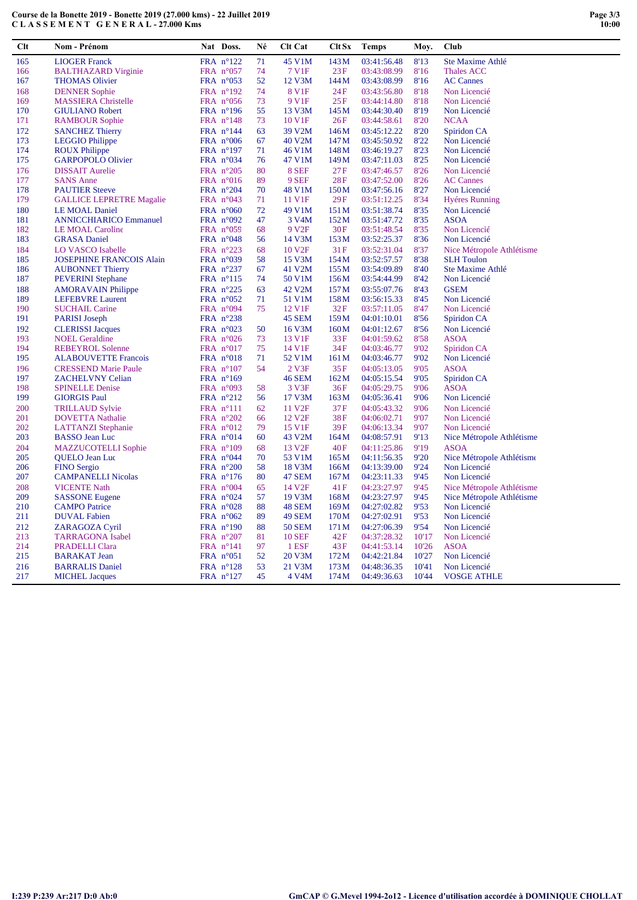**Course de la Bonette 2019 - Bonette 2019 (27.000 kms) - 22 Juillet 2019**
**C L A S S E M E N T   G E N E R A L - 27.000 Kms**

| Clt | Nom - Prénom | Nat | Doss. | Né | Clt Cat | Clt Sx | Temps | Moy. | Club |
|---|---|---|---|---|---|---|---|---|---|
| 165 | LIOGER Franck | FRA | n°122 | 71 | 45 V1M | 143 M | 03:41:56.48 | 8'13 | Ste Maxime Athlé |
| 166 | BALTHAZARD Virginie | FRA | n°057 | 74 | 7 V1F | 23 F | 03:43:08.99 | 8'16 | Thales ACC |
| 167 | THOMAS Olivier | FRA | n°053 | 52 | 12 V3M | 144 M | 03:43:08.99 | 8'16 | AC Cannes |
| 168 | DENNER Sophie | FRA | n°192 | 74 | 8 V1F | 24 F | 03:43:56.80 | 8'18 | Non Licencié |
| 169 | MASSIERA Christelle | FRA | n°056 | 73 | 9 V1F | 25 F | 03:44:14.80 | 8'18 | Non Licencié |
| 170 | GIULIANO Robert | FRA | n°196 | 55 | 13 V3M | 145 M | 03:44:30.40 | 8'19 | Non Licencié |
| 171 | RAMBOUR Sophie | FRA | n°148 | 73 | 10 V1F | 26 F | 03:44:58.61 | 8'20 | NCAA |
| 172 | SANCHEZ Thierry | FRA | n°144 | 63 | 39 V2M | 146 M | 03:45:12.22 | 8'20 | Spiridon CA |
| 173 | LEGGIO Philippe | FRA | n°006 | 67 | 40 V2M | 147 M | 03:45:50.92 | 8'22 | Non Licencié |
| 174 | ROUX Philippe | FRA | n°197 | 71 | 46 V1M | 148 M | 03:46:19.27 | 8'23 | Non Licencié |
| 175 | GARPOPOLO Olivier | FRA | n°034 | 76 | 47 V1M | 149 M | 03:47:11.03 | 8'25 | Non Licencié |
| 176 | DISSAIT Aurelie | FRA | n°205 | 80 | 8 SEF | 27 F | 03:47:46.57 | 8'26 | Non Licencié |
| 177 | SANS Anne | FRA | n°016 | 89 | 9 SEF | 28 F | 03:47:52.00 | 8'26 | AC Cannes |
| 178 | PAUTIER Steeve | FRA | n°204 | 70 | 48 V1M | 150 M | 03:47:56.16 | 8'27 | Non Licencié |
| 179 | GALLICE LEPRETRE Magalie | FRA | n°043 | 71 | 11 V1F | 29 F | 03:51:12.25 | 8'34 | Hyéres Running |
| 180 | LE MOAL Daniel | FRA | n°060 | 72 | 49 V1M | 151 M | 03:51:38.74 | 8'35 | Non Licencié |
| 181 | ANNICCHIARICO Emmanuel | FRA | n°092 | 47 | 3 V4M | 152 M | 03:51:47.72 | 8'35 | ASOA |
| 182 | LE MOAL Caroline | FRA | n°059 | 68 | 9 V2F | 30 F | 03:51:48.54 | 8'35 | Non Licencié |
| 183 | GRASA Daniel | FRA | n°048 | 56 | 14 V3M | 153 M | 03:52:25.37 | 8'36 | Non Licencié |
| 184 | LO VASCO Isabelle | FRA | n°223 | 68 | 10 V2F | 31 F | 03:52:31.04 | 8'37 | Nice Métropole Athlétisme |
| 185 | JOSEPHINE FRANCOIS Alain | FRA | n°039 | 58 | 15 V3M | 154 M | 03:52:57.57 | 8'38 | SLH Toulon |
| 186 | AUBONNET Thierry | FRA | n°237 | 67 | 41 V2M | 155 M | 03:54:09.89 | 8'40 | Ste Maxime Athlé |
| 187 | PEVERINI Stephane | FRA | n°115 | 74 | 50 V1M | 156 M | 03:54:44.99 | 8'42 | Non Licencié |
| 188 | AMORAVAIN Philippe | FRA | n°225 | 63 | 42 V2M | 157 M | 03:55:07.76 | 8'43 | GSEM |
| 189 | LEFEBVRE Laurent | FRA | n°052 | 71 | 51 V1M | 158 M | 03:56:15.33 | 8'45 | Non Licencié |
| 190 | SUCHAIL Carine | FRA | n°094 | 75 | 12 V1F | 32 F | 03:57:11.05 | 8'47 | Non Licencié |
| 191 | PARISI Joseph | FRA | n°238 | | 45 SEM | 159 M | 04:01:10.01 | 8'56 | Spiridon CA |
| 192 | CLERISSI Jacques | FRA | n°023 | 50 | 16 V3M | 160 M | 04:01:12.67 | 8'56 | Non Licencié |
| 193 | NOEL Geraldine | FRA | n°026 | 73 | 13 V1F | 33 F | 04:01:59.62 | 8'58 | ASOA |
| 194 | REBEYROL Solenne | FRA | n°017 | 75 | 14 V1F | 34 F | 04:03:46.77 | 9'02 | Spiridon CA |
| 195 | ALABOUVETTE Francois | FRA | n°018 | 71 | 52 V1M | 161 M | 04:03:46.77 | 9'02 | Non Licencié |
| 196 | CRESSEND Marie Paule | FRA | n°107 | 54 | 2 V3F | 35 F | 04:05:13.05 | 9'05 | ASOA |
| 197 | ZACHELVNY Celian | FRA | n°169 | | 46 SEM | 162 M | 04:05:15.54 | 9'05 | Spiridon CA |
| 198 | SPINELLE Denise | FRA | n°093 | 58 | 3 V3F | 36 F | 04:05:29.75 | 9'06 | ASOA |
| 199 | GIORGIS Paul | FRA | n°212 | 56 | 17 V3M | 163 M | 04:05:36.41 | 9'06 | Non Licencié |
| 200 | TRILLAUD Sylvie | FRA | n°111 | 62 | 11 V2F | 37 F | 04:05:43.32 | 9'06 | Non Licencié |
| 201 | DOVETTA Nathalie | FRA | n°202 | 66 | 12 V2F | 38 F | 04:06:02.71 | 9'07 | Non Licencié |
| 202 | LATTANZI Stephanie | FRA | n°012 | 79 | 15 V1F | 39 F | 04:06:13.34 | 9'07 | Non Licencié |
| 203 | BASSO Jean Luc | FRA | n°014 | 60 | 43 V2M | 164 M | 04:08:57.91 | 9'13 | Nice Métropole Athlétisme |
| 204 | MAZZUCOTELLI Sophie | FRA | n°109 | 68 | 13 V2F | 40 F | 04:11:25.86 | 9'19 | ASOA |
| 205 | QUELO Jean Luc | FRA | n°044 | 70 | 53 V1M | 165 M | 04:11:56.35 | 9'20 | Nice Métropole Athlétisme |
| 206 | FINO Sergio | FRA | n°200 | 58 | 18 V3M | 166 M | 04:13:39.00 | 9'24 | Non Licencié |
| 207 | CAMPANELLI Nicolas | FRA | n°176 | 80 | 47 SEM | 167 M | 04:23:11.33 | 9'45 | Non Licencié |
| 208 | VICENTE Nath | FRA | n°004 | 65 | 14 V2F | 41 F | 04:23:27.97 | 9'45 | Nice Métropole Athlétisme |
| 209 | SASSONE Eugene | FRA | n°024 | 57 | 19 V3M | 168 M | 04:23:27.97 | 9'45 | Nice Métropole Athlétisme |
| 210 | CAMPO Patrice | FRA | n°028 | 88 | 48 SEM | 169 M | 04:27:02.82 | 9'53 | Non Licencié |
| 211 | DUVAL Fabien | FRA | n°062 | 89 | 49 SEM | 170 M | 04:27:02.91 | 9'53 | Non Licencié |
| 212 | ZARAGOZA Cyril | FRA | n°190 | 88 | 50 SEM | 171 M | 04:27:06.39 | 9'54 | Non Licencié |
| 213 | TARRAGONA Isabel | FRA | n°207 | 81 | 10 SEF | 42 F | 04:37:28.32 | 10'17 | Non Licencié |
| 214 | PRADELLI Clara | FRA | n°141 | 97 | 1 ESF | 43 F | 04:41:53.14 | 10'26 | ASOA |
| 215 | BARAKAT Jean | FRA | n°051 | 52 | 20 V3M | 172 M | 04:42:21.84 | 10'27 | Non Licencié |
| 216 | BARRALIS Daniel | FRA | n°128 | 53 | 21 V3M | 173 M | 04:48:36.35 | 10'41 | Non Licencié |
| 217 | MICHEL Jacques | FRA | n°127 | 45 | 4 V4M | 174 M | 04:49:36.63 | 10'44 | VOSGE ATHLE |

I:239 P:239 Ar:217 D:0 Ab:0

GmCAP © G.Mevel 1994-2o12 - Licence d'utilisation accordée à DOMINIQUE CHOLLAT